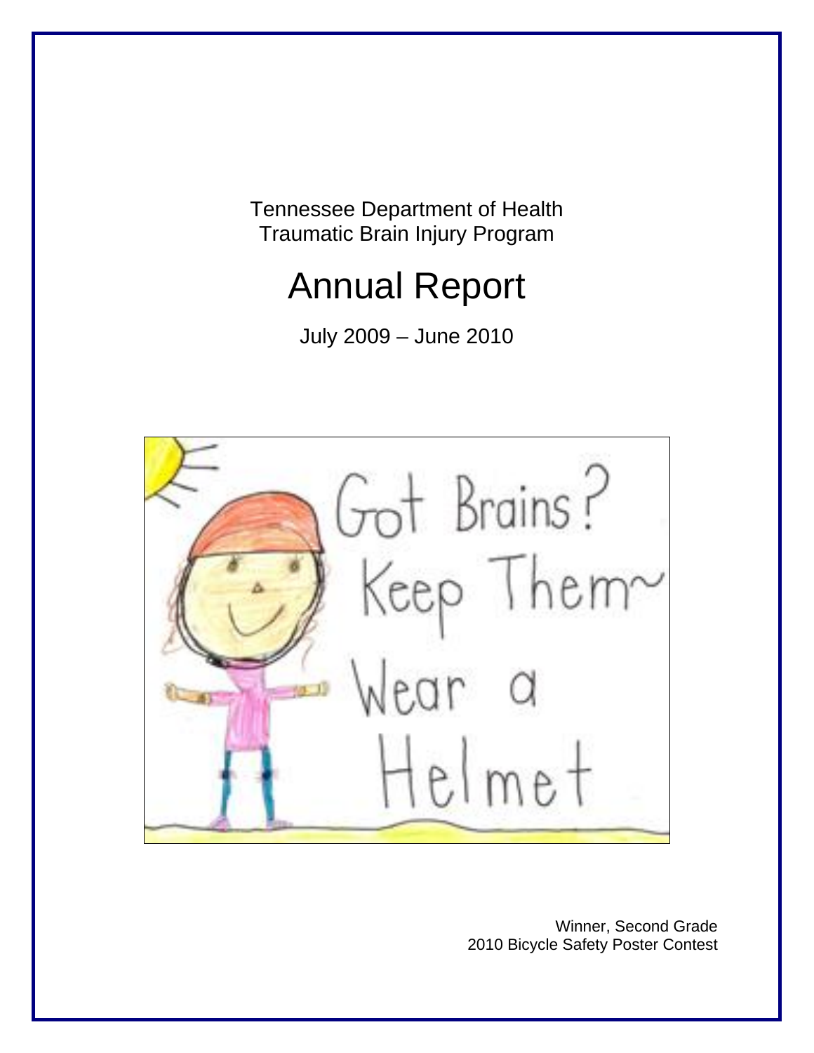Tennessee Department of Health
Traumatic Brain Injury Program

# Annual Report

July 2009 – June 2010

Winner, Second Grade
2010 Bicycle Safety Poster Contest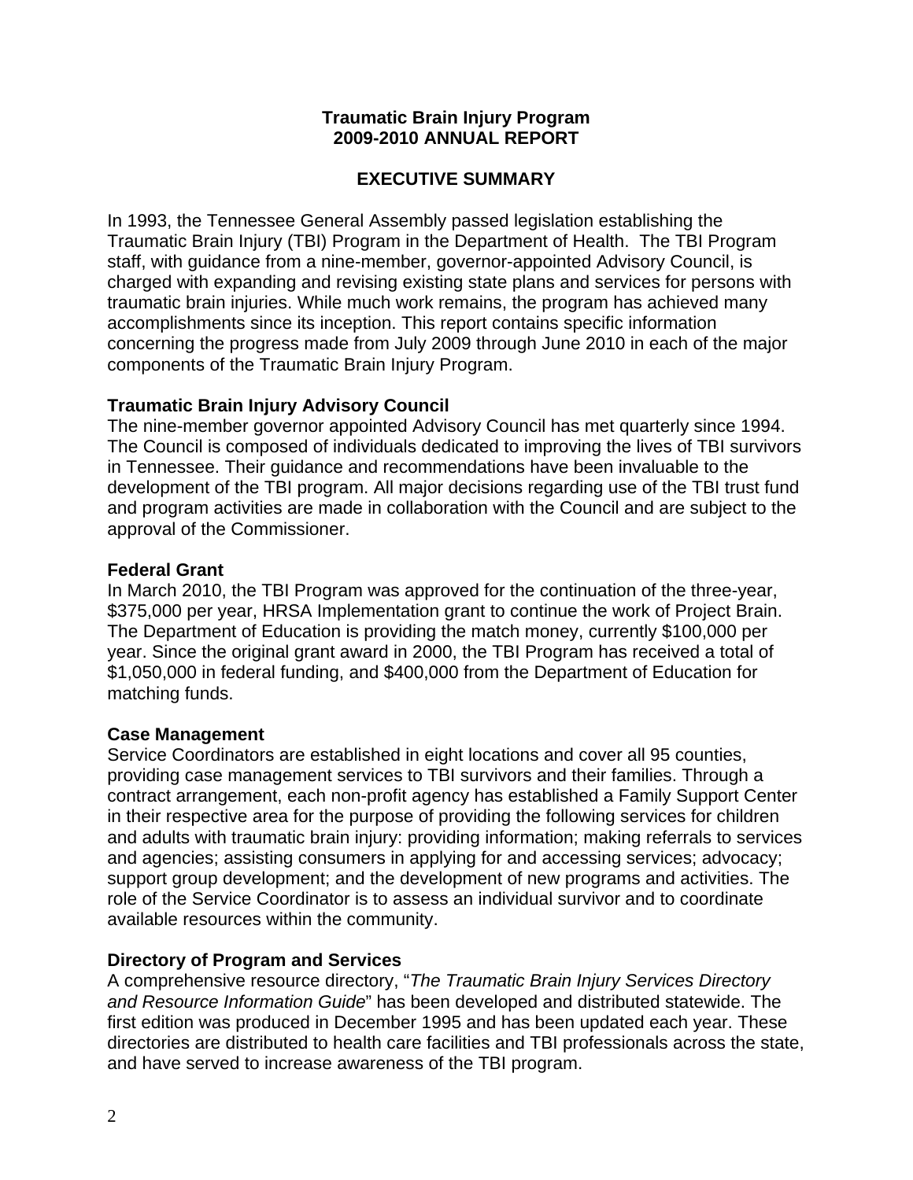# Traumatic Brain Injury Program
# 2009-2010 ANNUAL REPORT

## EXECUTIVE SUMMARY

In 1993, the Tennessee General Assembly passed legislation establishing the Traumatic Brain Injury (TBI) Program in the Department of Health. The TBI Program staff, with guidance from a nine-member, governor-appointed Advisory Council, is charged with expanding and revising existing state plans and services for persons with traumatic brain injuries. While much work remains, the program has achieved many accomplishments since its inception. This report contains specific information concerning the progress made from July 2009 through June 2010 in each of the major components of the Traumatic Brain Injury Program.

### Traumatic Brain Injury Advisory Council

The nine-member governor appointed Advisory Council has met quarterly since 1994. The Council is composed of individuals dedicated to improving the lives of TBI survivors in Tennessee. Their guidance and recommendations have been invaluable to the development of the TBI program. All major decisions regarding use of the TBI trust fund and program activities are made in collaboration with the Council and are subject to the approval of the Commissioner.

### Federal Grant

In March 2010, the TBI Program was approved for the continuation of the three-year, $375,000 per year, HRSA Implementation grant to continue the work of Project Brain. The Department of Education is providing the match money, currently $100,000 per year. Since the original grant award in 2000, the TBI Program has received a total of $1,050,000 in federal funding, and $400,000 from the Department of Education for matching funds.

### Case Management

Service Coordinators are established in eight locations and cover all 95 counties, providing case management services to TBI survivors and their families. Through a contract arrangement, each non-profit agency has established a Family Support Center in their respective area for the purpose of providing the following services for children and adults with traumatic brain injury: providing information; making referrals to services and agencies; assisting consumers in applying for and accessing services; advocacy; support group development; and the development of new programs and activities. The role of the Service Coordinator is to assess an individual survivor and to coordinate available resources within the community.

### Directory of Program and Services

A comprehensive resource directory, "*The Traumatic Brain Injury Services Directory and Resource Information Guide*" has been developed and distributed statewide. The first edition was produced in December 1995 and has been updated each year. These directories are distributed to health care facilities and TBI professionals across the state, and have served to increase awareness of the TBI program.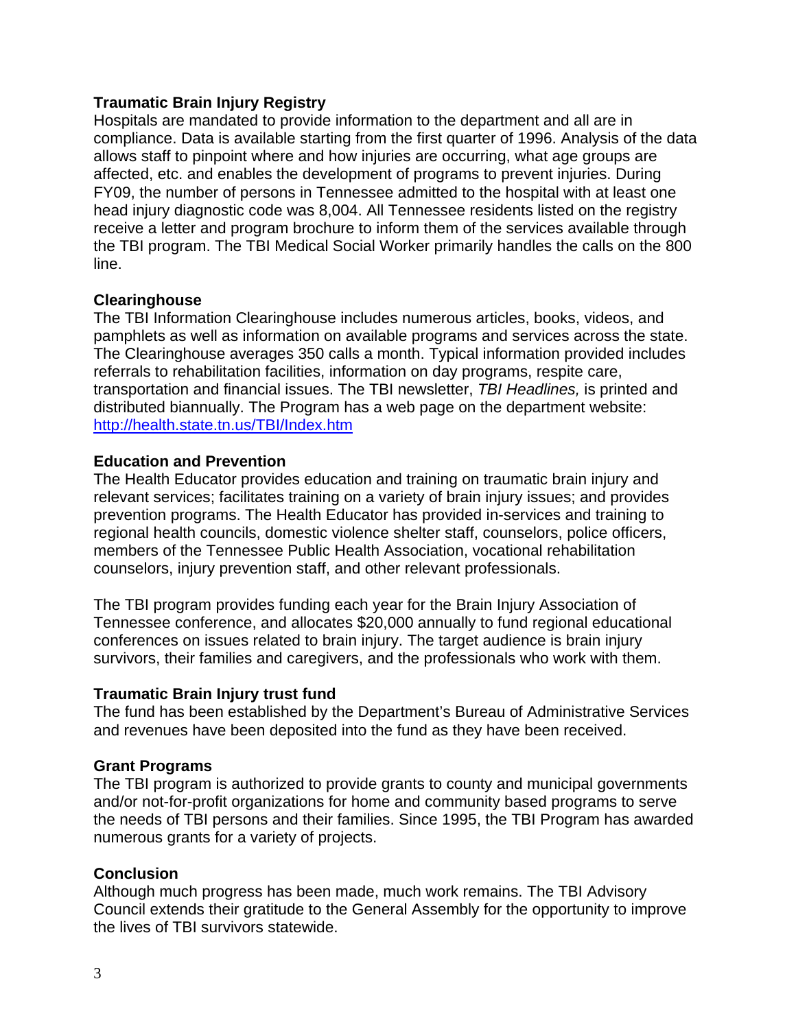**Traumatic Brain Injury Registry**

Hospitals are mandated to provide information to the department and all are in compliance. Data is available starting from the first quarter of 1996. Analysis of the data allows staff to pinpoint where and how injuries are occurring, what age groups are affected, etc. and enables the development of programs to prevent injuries. During FY09, the number of persons in Tennessee admitted to the hospital with at least one head injury diagnostic code was 8,004. All Tennessee residents listed on the registry receive a letter and program brochure to inform them of the services available through the TBI program. The TBI Medical Social Worker primarily handles the calls on the 800 line.

**Clearinghouse**

The TBI Information Clearinghouse includes numerous articles, books, videos, and pamphlets as well as information on available programs and services across the state. The Clearinghouse averages 350 calls a month. Typical information provided includes referrals to rehabilitation facilities, information on day programs, respite care, transportation and financial issues. The TBI newsletter, *TBI Headlines,* is printed and distributed biannually. The Program has a web page on the department website: [http://health.state.tn.us/TBI/Index.htm](http://health.state.tn.us/TBI/Index.htm)

**Education and Prevention**

The Health Educator provides education and training on traumatic brain injury and relevant services; facilitates training on a variety of brain injury issues; and provides prevention programs. The Health Educator has provided in-services and training to regional health councils, domestic violence shelter staff, counselors, police officers, members of the Tennessee Public Health Association, vocational rehabilitation counselors, injury prevention staff, and other relevant professionals.

The TBI program provides funding each year for the Brain Injury Association of Tennessee conference, and allocates $20,000 annually to fund regional educational conferences on issues related to brain injury. The target audience is brain injury survivors, their families and caregivers, and the professionals who work with them.

**Traumatic Brain Injury trust fund**

The fund has been established by the Department's Bureau of Administrative Services and revenues have been deposited into the fund as they have been received.

**Grant Programs**

The TBI program is authorized to provide grants to county and municipal governments and/or not-for-profit organizations for home and community based programs to serve the needs of TBI persons and their families. Since 1995, the TBI Program has awarded numerous grants for a variety of projects.

**Conclusion**

Although much progress has been made, much work remains. The TBI Advisory Council extends their gratitude to the General Assembly for the opportunity to improve the lives of TBI survivors statewide.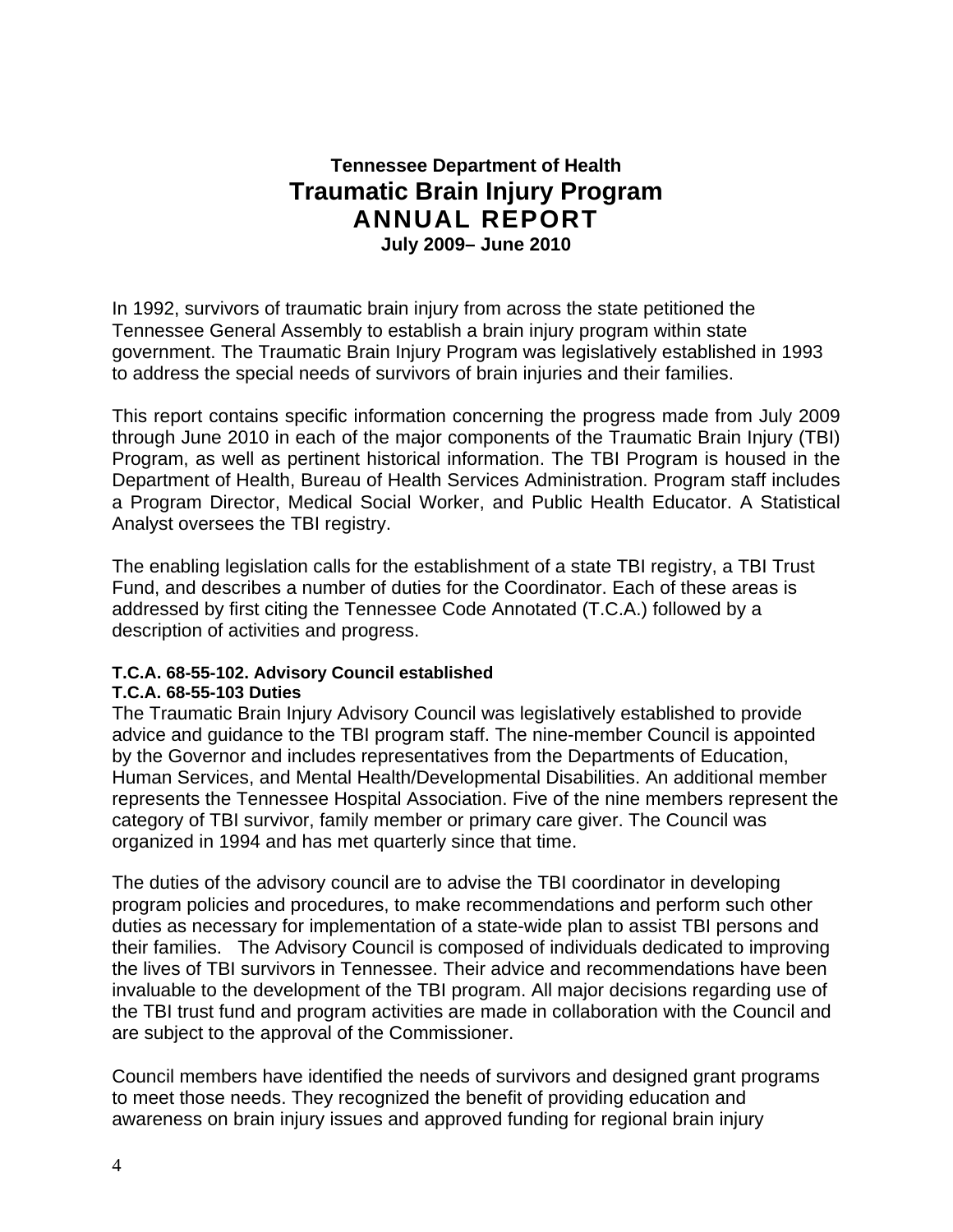# Tennessee Department of Health
# Traumatic Brain Injury Program
# ANNUAL REPORT
## July 2009– June 2010

In 1992, survivors of traumatic brain injury from across the state petitioned the Tennessee General Assembly to establish a brain injury program within state government. The Traumatic Brain Injury Program was legislatively established in 1993 to address the special needs of survivors of brain injuries and their families.

This report contains specific information concerning the progress made from July 2009 through June 2010 in each of the major components of the Traumatic Brain Injury (TBI) Program, as well as pertinent historical information. The TBI Program is housed in the Department of Health, Bureau of Health Services Administration. Program staff includes a Program Director, Medical Social Worker, and Public Health Educator. A Statistical Analyst oversees the TBI registry.

The enabling legislation calls for the establishment of a state TBI registry, a TBI Trust Fund, and describes a number of duties for the Coordinator. Each of these areas is addressed by first citing the Tennessee Code Annotated (T.C.A.) followed by a description of activities and progress.

**T.C.A. 68-55-102. Advisory Council established**
**T.C.A. 68-55-103 Duties**

The Traumatic Brain Injury Advisory Council was legislatively established to provide advice and guidance to the TBI program staff. The nine-member Council is appointed by the Governor and includes representatives from the Departments of Education, Human Services, and Mental Health/Developmental Disabilities. An additional member represents the Tennessee Hospital Association. Five of the nine members represent the category of TBI survivor, family member or primary care giver. The Council was organized in 1994 and has met quarterly since that time.

The duties of the advisory council are to advise the TBI coordinator in developing program policies and procedures, to make recommendations and perform such other duties as necessary for implementation of a state-wide plan to assist TBI persons and their families. The Advisory Council is composed of individuals dedicated to improving the lives of TBI survivors in Tennessee. Their advice and recommendations have been invaluable to the development of the TBI program. All major decisions regarding use of the TBI trust fund and program activities are made in collaboration with the Council and are subject to the approval of the Commissioner.

Council members have identified the needs of survivors and designed grant programs to meet those needs. They recognized the benefit of providing education and awareness on brain injury issues and approved funding for regional brain injury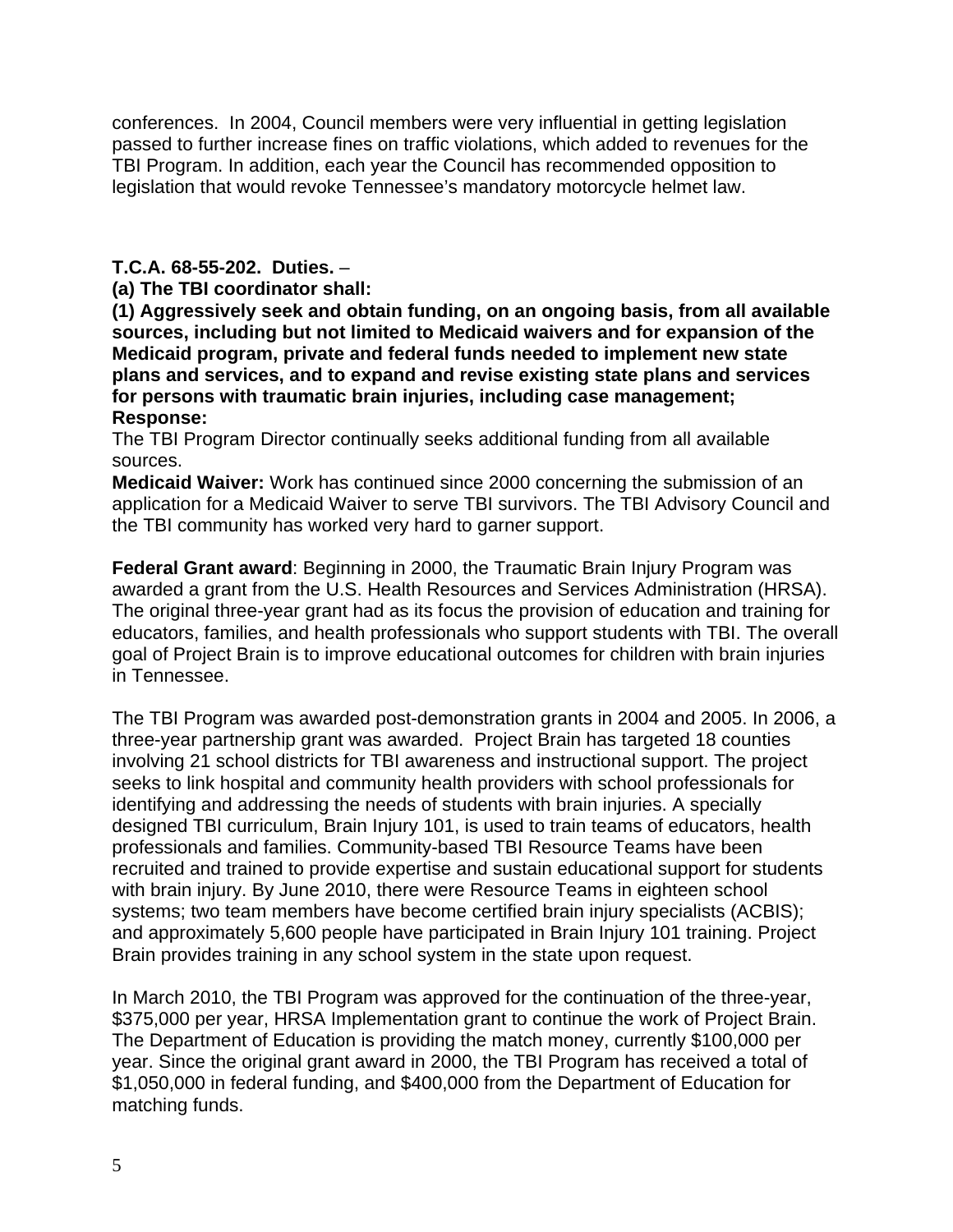conferences. In 2004, Council members were very influential in getting legislation passed to further increase fines on traffic violations, which added to revenues for the TBI Program. In addition, each year the Council has recommended opposition to legislation that would revoke Tennessee's mandatory motorcycle helmet law.

**T.C.A. 68-55-202. Duties.** –

**(a) The TBI coordinator shall:**

**(1) Aggressively seek and obtain funding, on an ongoing basis, from all available sources, including but not limited to Medicaid waivers and for expansion of the Medicaid program, private and federal funds needed to implement new state plans and services, and to expand and revise existing state plans and services for persons with traumatic brain injuries, including case management;**

**Response:**

The TBI Program Director continually seeks additional funding from all available sources.

**Medicaid Waiver:** Work has continued since 2000 concerning the submission of an application for a Medicaid Waiver to serve TBI survivors. The TBI Advisory Council and the TBI community has worked very hard to garner support.

**Federal Grant award**: Beginning in 2000, the Traumatic Brain Injury Program was awarded a grant from the U.S. Health Resources and Services Administration (HRSA). The original three-year grant had as its focus the provision of education and training for educators, families, and health professionals who support students with TBI. The overall goal of Project Brain is to improve educational outcomes for children with brain injuries in Tennessee.

The TBI Program was awarded post-demonstration grants in 2004 and 2005. In 2006, a three-year partnership grant was awarded. Project Brain has targeted 18 counties involving 21 school districts for TBI awareness and instructional support. The project seeks to link hospital and community health providers with school professionals for identifying and addressing the needs of students with brain injuries. A specially designed TBI curriculum, Brain Injury 101, is used to train teams of educators, health professionals and families. Community-based TBI Resource Teams have been recruited and trained to provide expertise and sustain educational support for students with brain injury. By June 2010, there were Resource Teams in eighteen school systems; two team members have become certified brain injury specialists (ACBIS); and approximately 5,600 people have participated in Brain Injury 101 training. Project Brain provides training in any school system in the state upon request.

In March 2010, the TBI Program was approved for the continuation of the three-year, $375,000 per year, HRSA Implementation grant to continue the work of Project Brain. The Department of Education is providing the match money, currently $100,000 per year. Since the original grant award in 2000, the TBI Program has received a total of $1,050,000 in federal funding, and $400,000 from the Department of Education for matching funds.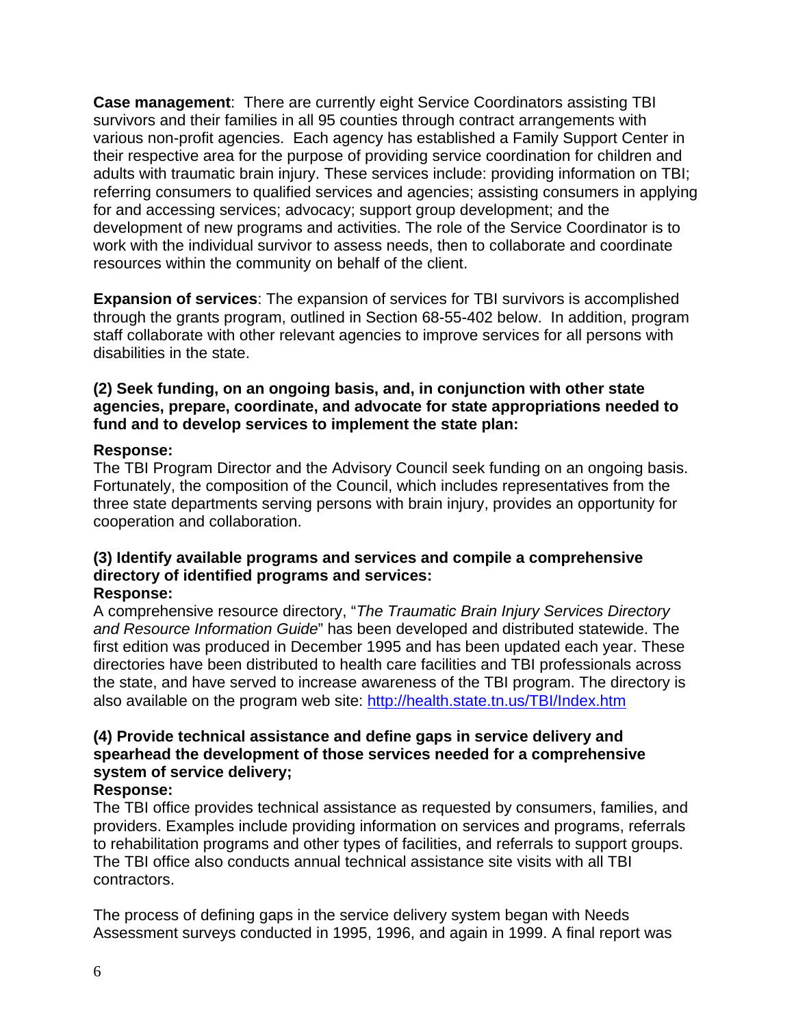**Case management**: There are currently eight Service Coordinators assisting TBI survivors and their families in all 95 counties through contract arrangements with various non-profit agencies. Each agency has established a Family Support Center in their respective area for the purpose of providing service coordination for children and adults with traumatic brain injury. These services include: providing information on TBI; referring consumers to qualified services and agencies; assisting consumers in applying for and accessing services; advocacy; support group development; and the development of new programs and activities. The role of the Service Coordinator is to work with the individual survivor to assess needs, then to collaborate and coordinate resources within the community on behalf of the client.

**Expansion of services**: The expansion of services for TBI survivors is accomplished through the grants program, outlined in Section 68-55-402 below. In addition, program staff collaborate with other relevant agencies to improve services for all persons with disabilities in the state.

**(2) Seek funding, on an ongoing basis, and, in conjunction with other state agencies, prepare, coordinate, and advocate for state appropriations needed to fund and to develop services to implement the state plan:**

**Response:**
The TBI Program Director and the Advisory Council seek funding on an ongoing basis. Fortunately, the composition of the Council, which includes representatives from the three state departments serving persons with brain injury, provides an opportunity for cooperation and collaboration.

**(3) Identify available programs and services and compile a comprehensive directory of identified programs and services:**
**Response:**
A comprehensive resource directory, "*The Traumatic Brain Injury Services Directory and Resource Information Guide*" has been developed and distributed statewide. The first edition was produced in December 1995 and has been updated each year. These directories have been distributed to health care facilities and TBI professionals across the state, and have served to increase awareness of the TBI program. The directory is also available on the program web site: http://health.state.tn.us/TBI/Index.htm

**(4) Provide technical assistance and define gaps in service delivery and spearhead the development of those services needed for a comprehensive system of service delivery;**
**Response:**
The TBI office provides technical assistance as requested by consumers, families, and providers. Examples include providing information on services and programs, referrals to rehabilitation programs and other types of facilities, and referrals to support groups. The TBI office also conducts annual technical assistance site visits with all TBI contractors.

The process of defining gaps in the service delivery system began with Needs Assessment surveys conducted in 1995, 1996, and again in 1999. A final report was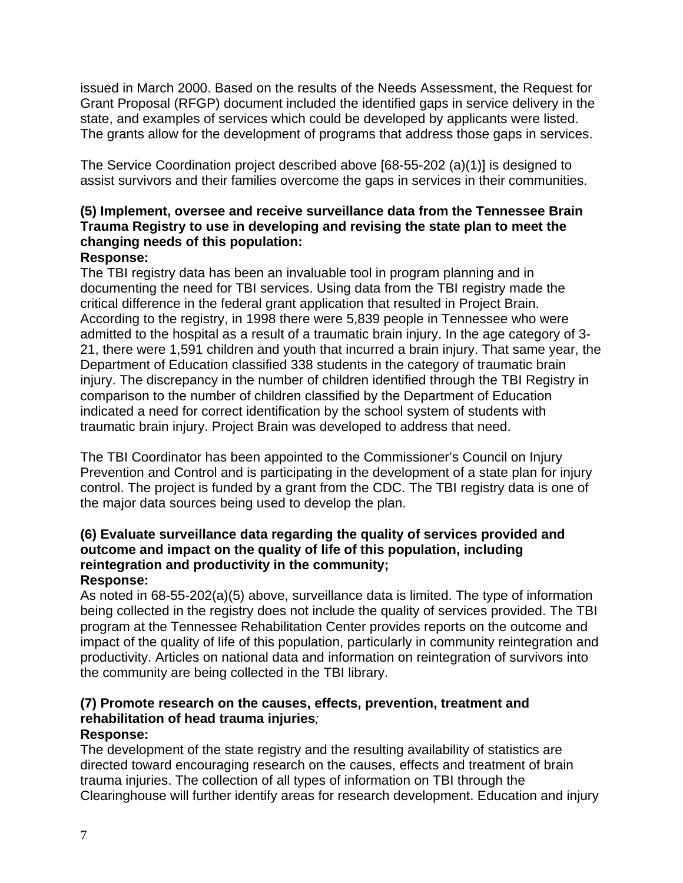issued in March 2000. Based on the results of the Needs Assessment, the Request for Grant Proposal (RFGP) document included the identified gaps in service delivery in the state, and examples of services which could be developed by applicants were listed. The grants allow for the development of programs that address those gaps in services.

The Service Coordination project described above [68-55-202 (a)(1)] is designed to assist survivors and their families overcome the gaps in services in their communities.

**(5) Implement, oversee and receive surveillance data from the Tennessee Brain Trauma Registry to use in developing and revising the state plan to meet the changing needs of this population:**

**Response:**

The TBI registry data has been an invaluable tool in program planning and in documenting the need for TBI services. Using data from the TBI registry made the critical difference in the federal grant application that resulted in Project Brain. According to the registry, in 1998 there were 5,839 people in Tennessee who were admitted to the hospital as a result of a traumatic brain injury. In the age category of 3-21, there were 1,591 children and youth that incurred a brain injury. That same year, the Department of Education classified 338 students in the category of traumatic brain injury. The discrepancy in the number of children identified through the TBI Registry in comparison to the number of children classified by the Department of Education indicated a need for correct identification by the school system of students with traumatic brain injury. Project Brain was developed to address that need.

The TBI Coordinator has been appointed to the Commissioner's Council on Injury Prevention and Control and is participating in the development of a state plan for injury control. The project is funded by a grant from the CDC. The TBI registry data is one of the major data sources being used to develop the plan.

**(6) Evaluate surveillance data regarding the quality of services provided and outcome and impact on the quality of life of this population, including reintegration and productivity in the community;**

**Response:**

As noted in 68-55-202(a)(5) above, surveillance data is limited. The type of information being collected in the registry does not include the quality of services provided. The TBI program at the Tennessee Rehabilitation Center provides reports on the outcome and impact of the quality of life of this population, particularly in community reintegration and productivity. Articles on national data and information on reintegration of survivors into the community are being collected in the TBI library.

**(7) Promote research on the causes, effects, prevention, treatment and rehabilitation of head trauma injuries*;***

**Response:**

The development of the state registry and the resulting availability of statistics are directed toward encouraging research on the causes, effects and treatment of brain trauma injuries. The collection of all types of information on TBI through the Clearinghouse will further identify areas for research development. Education and injury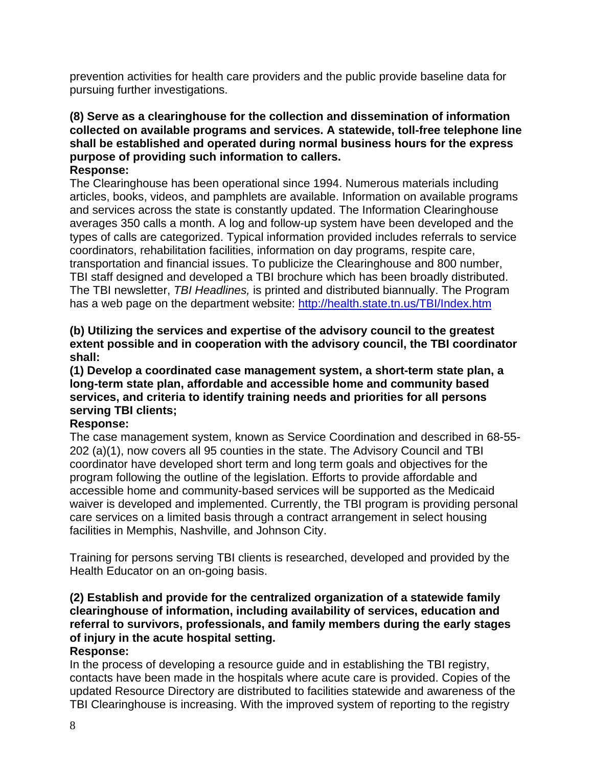prevention activities for health care providers and the public provide baseline data for pursuing further investigations.

**(8) Serve as a clearinghouse for the collection and dissemination of information collected on available programs and services. A statewide, toll-free telephone line shall be established and operated during normal business hours for the express purpose of providing such information to callers.**
**Response:**
The Clearinghouse has been operational since 1994. Numerous materials including articles, books, videos, and pamphlets are available. Information on available programs and services across the state is constantly updated. The Information Clearinghouse averages 350 calls a month. A log and follow-up system have been developed and the types of calls are categorized. Typical information provided includes referrals to service coordinators, rehabilitation facilities, information on day programs, respite care, transportation and financial issues. To publicize the Clearinghouse and 800 number, TBI staff designed and developed a TBI brochure which has been broadly distributed. The TBI newsletter, *TBI Headlines,* is printed and distributed biannually. The Program has a web page on the department website: http://health.state.tn.us/TBI/Index.htm

**(b) Utilizing the services and expertise of the advisory council to the greatest extent possible and in cooperation with the advisory council, the TBI coordinator shall:**
**(1) Develop a coordinated case management system, a short-term state plan, a long-term state plan, affordable and accessible home and community based services, and criteria to identify training needs and priorities for all persons serving TBI clients;**
**Response:**
The case management system, known as Service Coordination and described in 68-55-202 (a)(1), now covers all 95 counties in the state. The Advisory Council and TBI coordinator have developed short term and long term goals and objectives for the program following the outline of the legislation. Efforts to provide affordable and accessible home and community-based services will be supported as the Medicaid waiver is developed and implemented. Currently, the TBI program is providing personal care services on a limited basis through a contract arrangement in select housing facilities in Memphis, Nashville, and Johnson City.

Training for persons serving TBI clients is researched, developed and provided by the Health Educator on an on-going basis.

**(2) Establish and provide for the centralized organization of a statewide family clearinghouse of information, including availability of services, education and referral to survivors, professionals, and family members during the early stages of injury in the acute hospital setting.**
**Response:**
In the process of developing a resource guide and in establishing the TBI registry, contacts have been made in the hospitals where acute care is provided. Copies of the updated Resource Directory are distributed to facilities statewide and awareness of the TBI Clearinghouse is increasing. With the improved system of reporting to the registry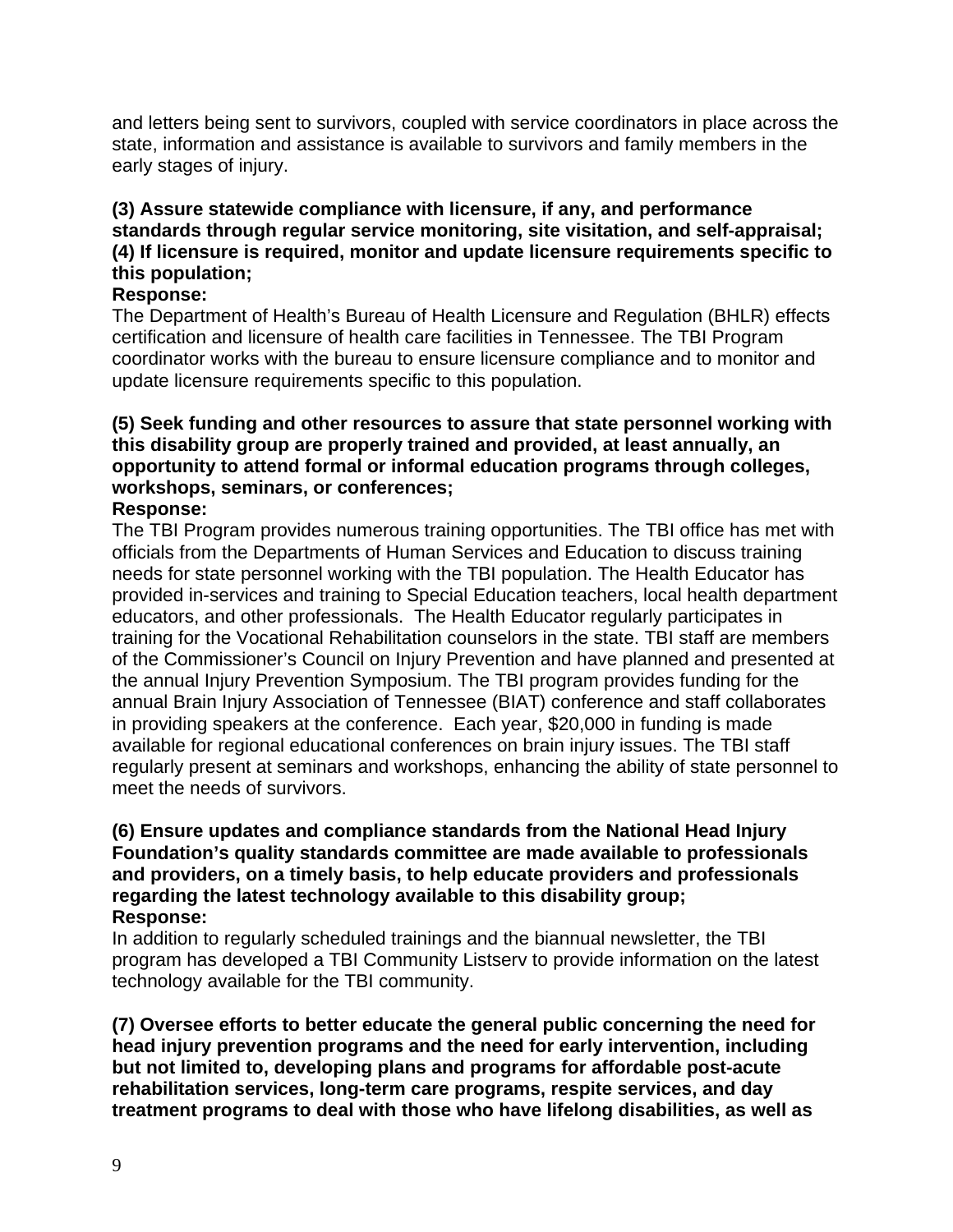and letters being sent to survivors, coupled with service coordinators in place across the state, information and assistance is available to survivors and family members in the early stages of injury.

**(3) Assure statewide compliance with licensure, if any, and performance standards through regular service monitoring, site visitation, and self-appraisal;**
**(4) If licensure is required, monitor and update licensure requirements specific to this population;**
**Response:**
The Department of Health's Bureau of Health Licensure and Regulation (BHLR) effects certification and licensure of health care facilities in Tennessee. The TBI Program coordinator works with the bureau to ensure licensure compliance and to monitor and update licensure requirements specific to this population.

**(5) Seek funding and other resources to assure that state personnel working with this disability group are properly trained and provided, at least annually, an opportunity to attend formal or informal education programs through colleges, workshops, seminars, or conferences;**
**Response:**
The TBI Program provides numerous training opportunities. The TBI office has met with officials from the Departments of Human Services and Education to discuss training needs for state personnel working with the TBI population. The Health Educator has provided in-services and training to Special Education teachers, local health department educators, and other professionals. The Health Educator regularly participates in training for the Vocational Rehabilitation counselors in the state. TBI staff are members of the Commissioner's Council on Injury Prevention and have planned and presented at the annual Injury Prevention Symposium. The TBI program provides funding for the annual Brain Injury Association of Tennessee (BIAT) conference and staff collaborates in providing speakers at the conference. Each year, $20,000 in funding is made available for regional educational conferences on brain injury issues. The TBI staff regularly present at seminars and workshops, enhancing the ability of state personnel to meet the needs of survivors.

**(6) Ensure updates and compliance standards from the National Head Injury Foundation's quality standards committee are made available to professionals and providers, on a timely basis, to help educate providers and professionals regarding the latest technology available to this disability group;**
**Response:**
In addition to regularly scheduled trainings and the biannual newsletter, the TBI program has developed a TBI Community Listserv to provide information on the latest technology available for the TBI community.

**(7) Oversee efforts to better educate the general public concerning the need for head injury prevention programs and the need for early intervention, including but not limited to, developing plans and programs for affordable post-acute rehabilitation services, long-term care programs, respite services, and day treatment programs to deal with those who have lifelong disabilities, as well as**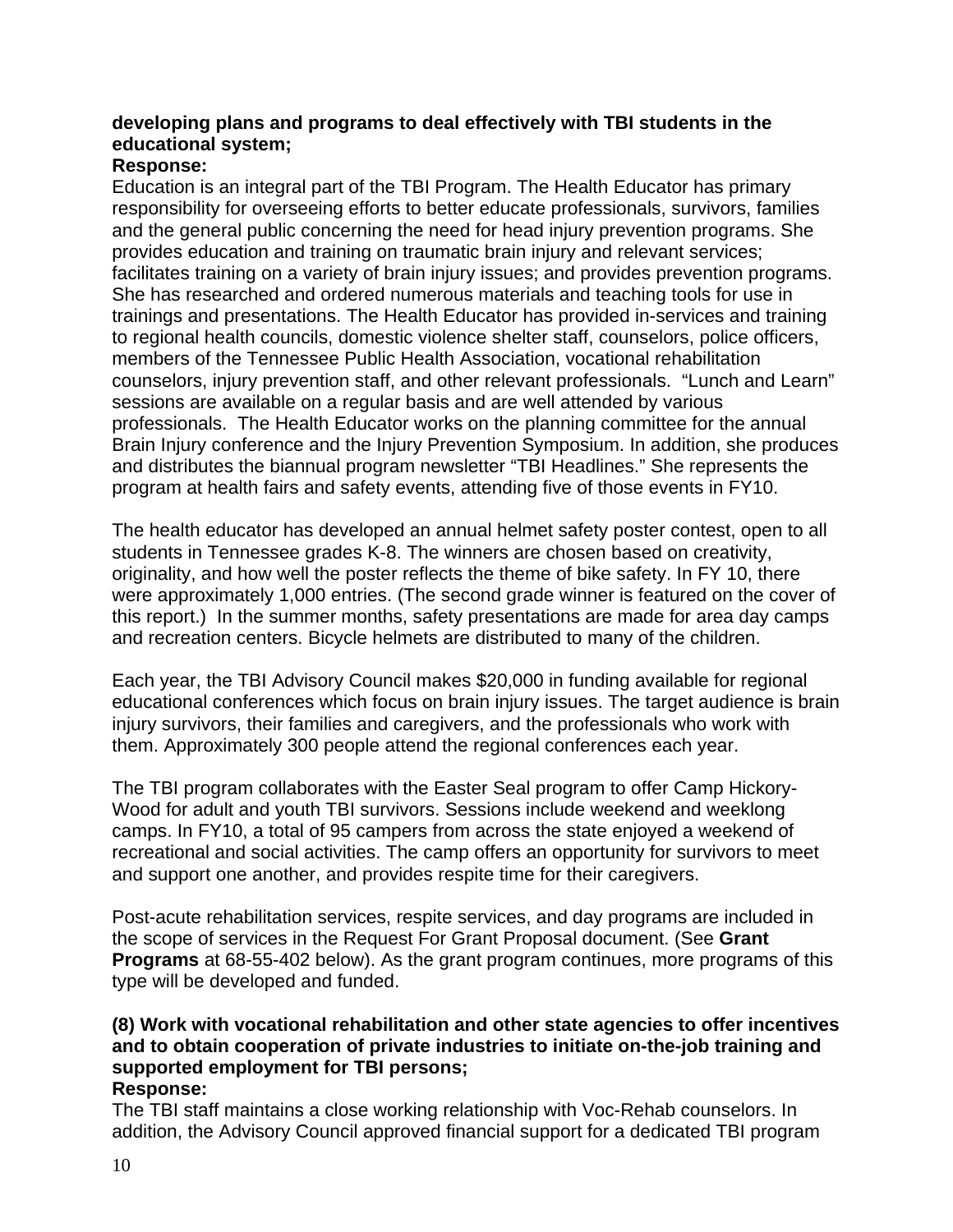**developing plans and programs to deal effectively with TBI students in the educational system;**
**Response:**
Education is an integral part of the TBI Program. The Health Educator has primary responsibility for overseeing efforts to better educate professionals, survivors, families and the general public concerning the need for head injury prevention programs. She provides education and training on traumatic brain injury and relevant services; facilitates training on a variety of brain injury issues; and provides prevention programs. She has researched and ordered numerous materials and teaching tools for use in trainings and presentations. The Health Educator has provided in-services and training to regional health councils, domestic violence shelter staff, counselors, police officers, members of the Tennessee Public Health Association, vocational rehabilitation counselors, injury prevention staff, and other relevant professionals. "Lunch and Learn" sessions are available on a regular basis and are well attended by various professionals. The Health Educator works on the planning committee for the annual Brain Injury conference and the Injury Prevention Symposium. In addition, she produces and distributes the biannual program newsletter "TBI Headlines." She represents the program at health fairs and safety events, attending five of those events in FY10.

The health educator has developed an annual helmet safety poster contest, open to all students in Tennessee grades K-8. The winners are chosen based on creativity, originality, and how well the poster reflects the theme of bike safety. In FY 10, there were approximately 1,000 entries. (The second grade winner is featured on the cover of this report.) In the summer months, safety presentations are made for area day camps and recreation centers. Bicycle helmets are distributed to many of the children.

Each year, the TBI Advisory Council makes $20,000 in funding available for regional educational conferences which focus on brain injury issues. The target audience is brain injury survivors, their families and caregivers, and the professionals who work with them. Approximately 300 people attend the regional conferences each year.

The TBI program collaborates with the Easter Seal program to offer Camp Hickory-Wood for adult and youth TBI survivors. Sessions include weekend and weeklong camps. In FY10, a total of 95 campers from across the state enjoyed a weekend of recreational and social activities. The camp offers an opportunity for survivors to meet and support one another, and provides respite time for their caregivers.

Post-acute rehabilitation services, respite services, and day programs are included in the scope of services in the Request For Grant Proposal document. (See **Grant Programs** at 68-55-402 below). As the grant program continues, more programs of this type will be developed and funded.

**(8) Work with vocational rehabilitation and other state agencies to offer incentives and to obtain cooperation of private industries to initiate on-the-job training and supported employment for TBI persons;**
**Response:**
The TBI staff maintains a close working relationship with Voc-Rehab counselors. In addition, the Advisory Council approved financial support for a dedicated TBI program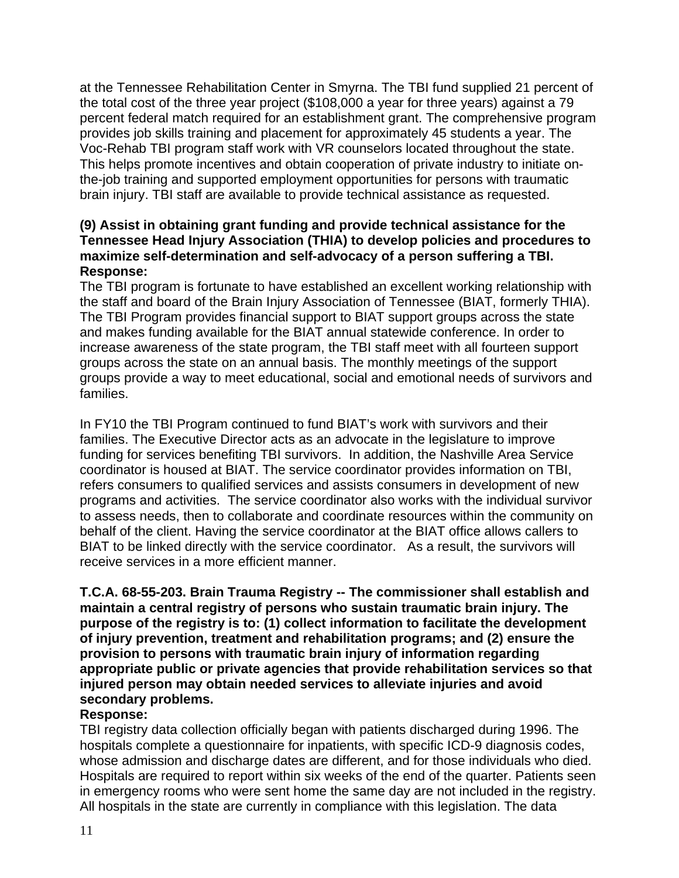at the Tennessee Rehabilitation Center in Smyrna. The TBI fund supplied 21 percent of the total cost of the three year project ($108,000 a year for three years) against a 79 percent federal match required for an establishment grant. The comprehensive program provides job skills training and placement for approximately 45 students a year. The Voc-Rehab TBI program staff work with VR counselors located throughout the state. This helps promote incentives and obtain cooperation of private industry to initiate on-the-job training and supported employment opportunities for persons with traumatic brain injury. TBI staff are available to provide technical assistance as requested.

**(9) Assist in obtaining grant funding and provide technical assistance for the Tennessee Head Injury Association (THIA) to develop policies and procedures to maximize self-determination and self-advocacy of a person suffering a TBI.**
**Response:**
The TBI program is fortunate to have established an excellent working relationship with the staff and board of the Brain Injury Association of Tennessee (BIAT, formerly THIA). The TBI Program provides financial support to BIAT support groups across the state and makes funding available for the BIAT annual statewide conference. In order to increase awareness of the state program, the TBI staff meet with all fourteen support groups across the state on an annual basis. The monthly meetings of the support groups provide a way to meet educational, social and emotional needs of survivors and families.

In FY10 the TBI Program continued to fund BIAT's work with survivors and their families. The Executive Director acts as an advocate in the legislature to improve funding for services benefiting TBI survivors. In addition, the Nashville Area Service coordinator is housed at BIAT. The service coordinator provides information on TBI, refers consumers to qualified services and assists consumers in development of new programs and activities. The service coordinator also works with the individual survivor to assess needs, then to collaborate and coordinate resources within the community on behalf of the client. Having the service coordinator at the BIAT office allows callers to BIAT to be linked directly with the service coordinator. As a result, the survivors will receive services in a more efficient manner.

**T.C.A. 68-55-203. Brain Trauma Registry -- The commissioner shall establish and maintain a central registry of persons who sustain traumatic brain injury. The purpose of the registry is to: (1) collect information to facilitate the development of injury prevention, treatment and rehabilitation programs; and (2) ensure the provision to persons with traumatic brain injury of information regarding appropriate public or private agencies that provide rehabilitation services so that injured person may obtain needed services to alleviate injuries and avoid secondary problems.**
**Response:**
TBI registry data collection officially began with patients discharged during 1996. The hospitals complete a questionnaire for inpatients, with specific ICD-9 diagnosis codes, whose admission and discharge dates are different, and for those individuals who died. Hospitals are required to report within six weeks of the end of the quarter. Patients seen in emergency rooms who were sent home the same day are not included in the registry. All hospitals in the state are currently in compliance with this legislation. The data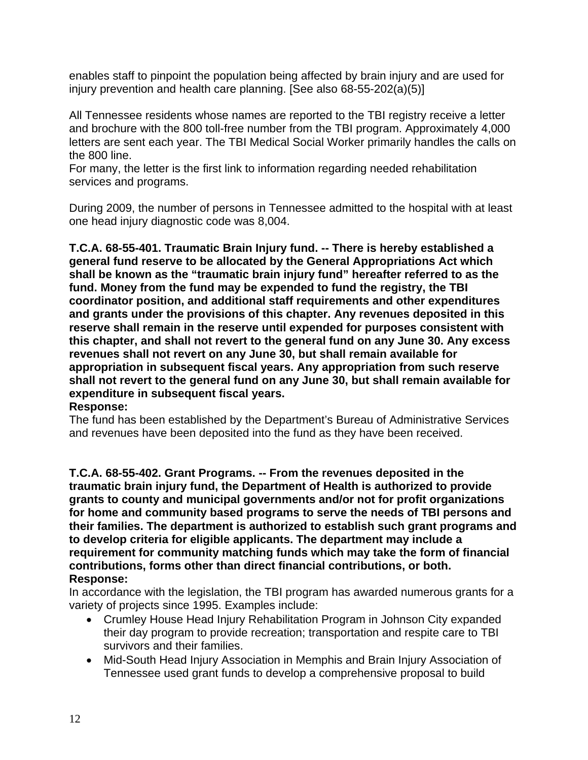enables staff to pinpoint the population being affected by brain injury and are used for injury prevention and health care planning. [See also 68-55-202(a)(5)]

All Tennessee residents whose names are reported to the TBI registry receive a letter and brochure with the 800 toll-free number from the TBI program. Approximately 4,000 letters are sent each year. The TBI Medical Social Worker primarily handles the calls on the 800 line.
For many, the letter is the first link to information regarding needed rehabilitation services and programs.

During 2009, the number of persons in Tennessee admitted to the hospital with at least one head injury diagnostic code was 8,004.

**T.C.A. 68-55-401. Traumatic Brain Injury fund. -- There is hereby established a general fund reserve to be allocated by the General Appropriations Act which shall be known as the "traumatic brain injury fund" hereafter referred to as the fund. Money from the fund may be expended to fund the registry, the TBI coordinator position, and additional staff requirements and other expenditures and grants under the provisions of this chapter. Any revenues deposited in this reserve shall remain in the reserve until expended for purposes consistent with this chapter, and shall not revert to the general fund on any June 30. Any excess revenues shall not revert on any June 30, but shall remain available for appropriation in subsequent fiscal years. Any appropriation from such reserve shall not revert to the general fund on any June 30, but shall remain available for expenditure in subsequent fiscal years.**
**Response:**
The fund has been established by the Department's Bureau of Administrative Services and revenues have been deposited into the fund as they have been received.

**T.C.A. 68-55-402. Grant Programs. -- From the revenues deposited in the traumatic brain injury fund, the Department of Health is authorized to provide grants to county and municipal governments and/or not for profit organizations for home and community based programs to serve the needs of TBI persons and their families. The department is authorized to establish such grant programs and to develop criteria for eligible applicants. The department may include a requirement for community matching funds which may take the form of financial contributions, forms other than direct financial contributions, or both.**
**Response:**
In accordance with the legislation, the TBI program has awarded numerous grants for a variety of projects since 1995. Examples include:

- Crumley House Head Injury Rehabilitation Program in Johnson City expanded their day program to provide recreation; transportation and respite care to TBI survivors and their families.
- Mid-South Head Injury Association in Memphis and Brain Injury Association of Tennessee used grant funds to develop a comprehensive proposal to build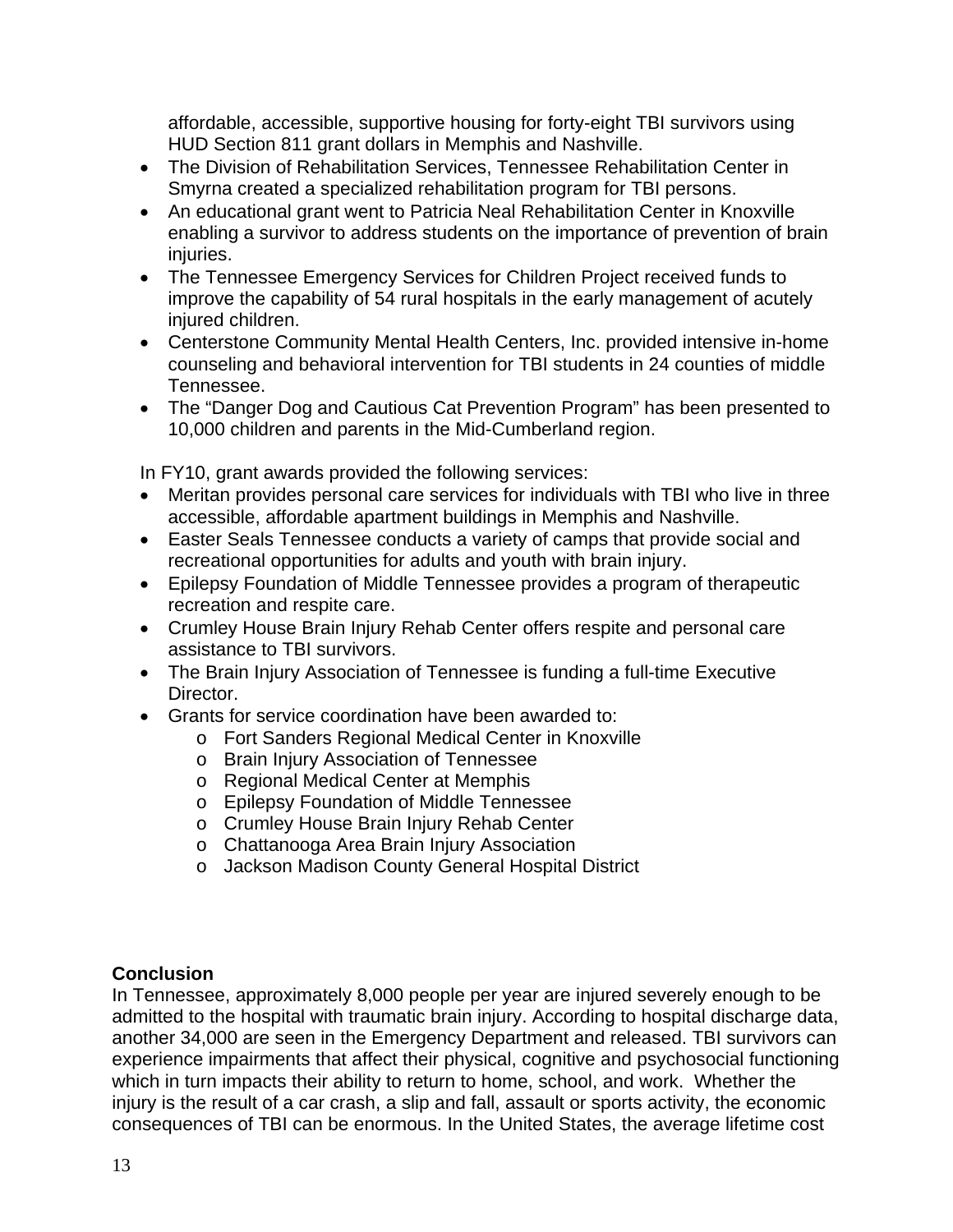affordable, accessible, supportive housing for forty-eight TBI survivors using HUD Section 811 grant dollars in Memphis and Nashville.

- The Division of Rehabilitation Services, Tennessee Rehabilitation Center in Smyrna created a specialized rehabilitation program for TBI persons.
- An educational grant went to Patricia Neal Rehabilitation Center in Knoxville enabling a survivor to address students on the importance of prevention of brain injuries.
- The Tennessee Emergency Services for Children Project received funds to improve the capability of 54 rural hospitals in the early management of acutely injured children.
- Centerstone Community Mental Health Centers, Inc. provided intensive in-home counseling and behavioral intervention for TBI students in 24 counties of middle Tennessee.
- The "Danger Dog and Cautious Cat Prevention Program" has been presented to 10,000 children and parents in the Mid-Cumberland region.

In FY10, grant awards provided the following services:

- Meritan provides personal care services for individuals with TBI who live in three accessible, affordable apartment buildings in Memphis and Nashville.
- Easter Seals Tennessee conducts a variety of camps that provide social and recreational opportunities for adults and youth with brain injury.
- Epilepsy Foundation of Middle Tennessee provides a program of therapeutic recreation and respite care.
- Crumley House Brain Injury Rehab Center offers respite and personal care assistance to TBI survivors.
- The Brain Injury Association of Tennessee is funding a full-time Executive Director.
- Grants for service coordination have been awarded to:
  - Fort Sanders Regional Medical Center in Knoxville
  - Brain Injury Association of Tennessee
  - Regional Medical Center at Memphis
  - Epilepsy Foundation of Middle Tennessee
  - Crumley House Brain Injury Rehab Center
  - Chattanooga Area Brain Injury Association
  - Jackson Madison County General Hospital District

**Conclusion**

In Tennessee, approximately 8,000 people per year are injured severely enough to be admitted to the hospital with traumatic brain injury. According to hospital discharge data, another 34,000 are seen in the Emergency Department and released. TBI survivors can experience impairments that affect their physical, cognitive and psychosocial functioning which in turn impacts their ability to return to home, school, and work. Whether the injury is the result of a car crash, a slip and fall, assault or sports activity, the economic consequences of TBI can be enormous. In the United States, the average lifetime cost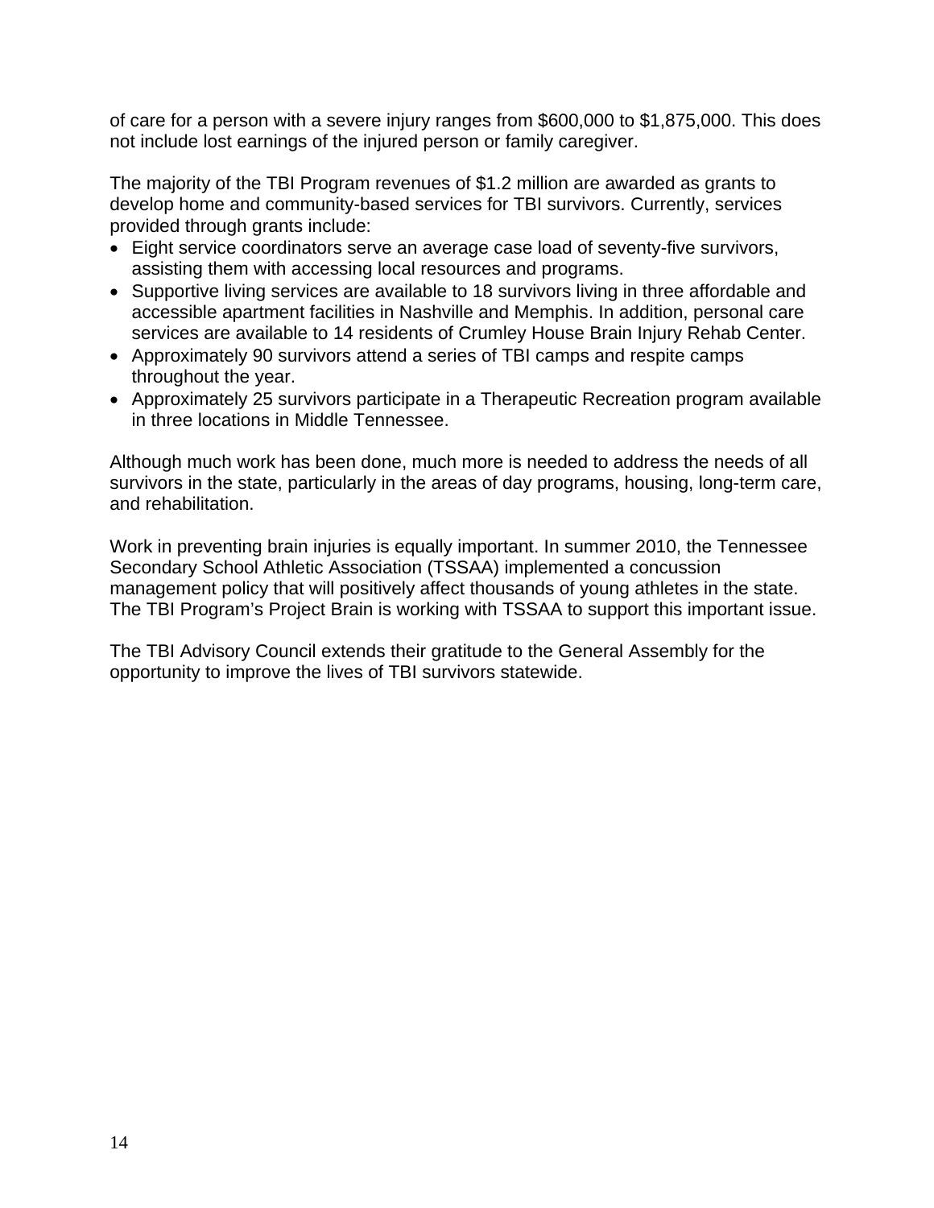of care for a person with a severe injury ranges from $600,000 to $1,875,000. This does not include lost earnings of the injured person or family caregiver.

The majority of the TBI Program revenues of $1.2 million are awarded as grants to develop home and community-based services for TBI survivors. Currently, services provided through grants include:

- Eight service coordinators serve an average case load of seventy-five survivors, assisting them with accessing local resources and programs.
- Supportive living services are available to 18 survivors living in three affordable and accessible apartment facilities in Nashville and Memphis. In addition, personal care services are available to 14 residents of Crumley House Brain Injury Rehab Center.
- Approximately 90 survivors attend a series of TBI camps and respite camps throughout the year.
- Approximately 25 survivors participate in a Therapeutic Recreation program available in three locations in Middle Tennessee.

Although much work has been done, much more is needed to address the needs of all survivors in the state, particularly in the areas of day programs, housing, long-term care, and rehabilitation.

Work in preventing brain injuries is equally important. In summer 2010, the Tennessee Secondary School Athletic Association (TSSAA) implemented a concussion management policy that will positively affect thousands of young athletes in the state. The TBI Program's Project Brain is working with TSSAA to support this important issue.

The TBI Advisory Council extends their gratitude to the General Assembly for the opportunity to improve the lives of TBI survivors statewide.